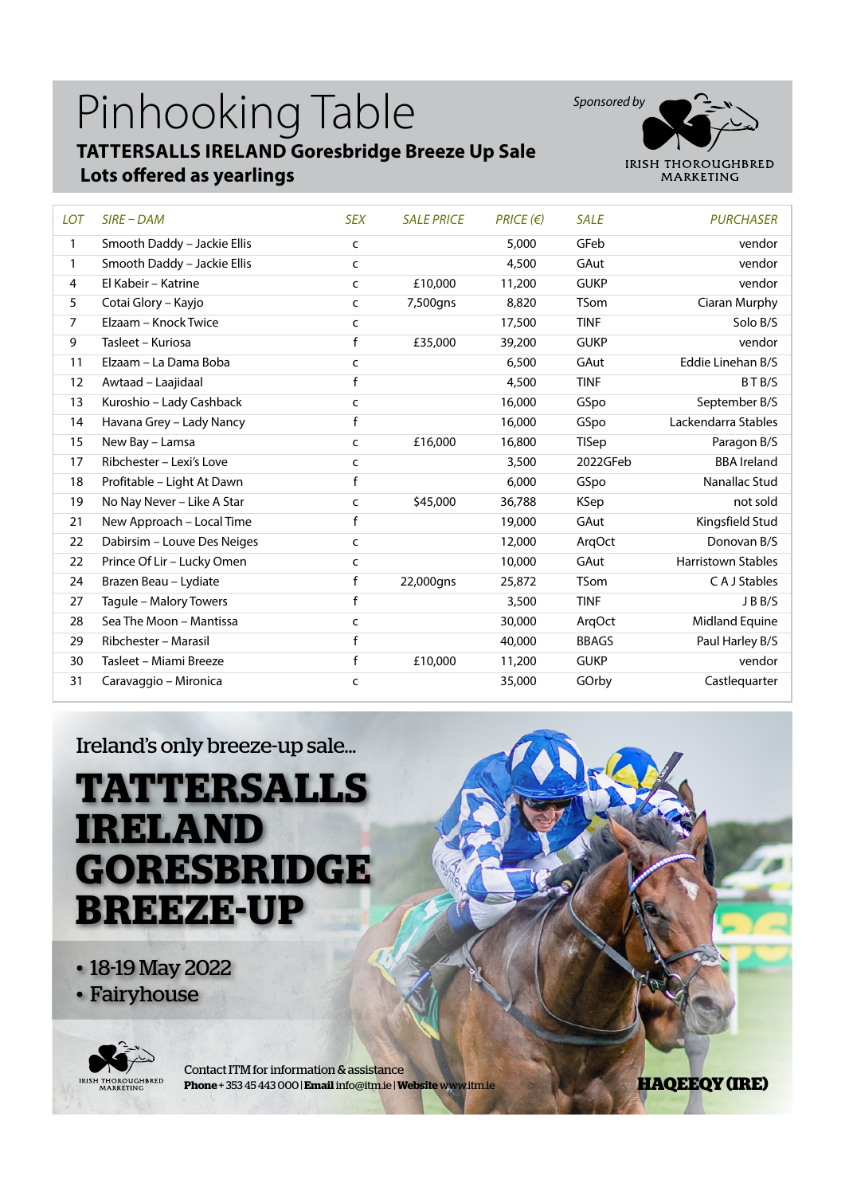# Pinhooking Table

## TATTERSALLS IRELAND Goresbridge Breeze Up Sale

## Lots offered as yearlings

Sponsored by IRISH THOROUGHBRED MARKETING

| LOT | SIRE – DAM | SEX | SALE PRICE | PRICE (€) | SALE | PURCHASER |
|---|---|---|---|---|---|---|
| 1 | Smooth Daddy – Jackie Ellis | c | | 5,000 | GFeb | vendor |
| 1 | Smooth Daddy – Jackie Ellis | c | | 4,500 | GAut | vendor |
| 4 | El Kabeir – Katrine | c | £10,000 | 11,200 | GUKP | vendor |
| 5 | Cotai Glory – Kayjo | c | 7,500gns | 8,820 | TSom | Ciaran Murphy |
| 7 | Elzaam – Knock Twice | c | | 17,500 | TINF | Solo B/S |
| 9 | Tasleet – Kuriosa | f | £35,000 | 39,200 | GUKP | vendor |
| 11 | Elzaam – La Dama Boba | c | | 6,500 | GAut | Eddie Linehan B/S |
| 12 | Awtaad – Laajidaal | f | | 4,500 | TINF | B T B/S |
| 13 | Kuroshio – Lady Cashback | c | | 16,000 | GSpo | September B/S |
| 14 | Havana Grey – Lady Nancy | f | | 16,000 | GSpo | Lackendarra Stables |
| 15 | New Bay – Lamsa | c | £16,000 | 16,800 | TISep | Paragon B/S |
| 17 | Ribchester – Lexi's Love | c | | 3,500 | 2022GFeb | BBA Ireland |
| 18 | Profitable – Light At Dawn | f | | 6,000 | GSpo | Nanallac Stud |
| 19 | No Nay Never – Like A Star | c | $45,000 | 36,788 | KSep | not sold |
| 21 | New Approach – Local Time | f | | 19,000 | GAut | Kingsfield Stud |
| 22 | Dabirsim – Louve Des Neiges | c | | 12,000 | ArqOct | Donovan B/S |
| 22 | Prince Of Lir – Lucky Omen | c | | 10,000 | GAut | Harristown Stables |
| 24 | Brazen Beau – Lydiate | f | 22,000gns | 25,872 | TSom | C A J Stables |
| 27 | Tagule – Malory Towers | f | | 3,500 | TINF | J B B/S |
| 28 | Sea The Moon – Mantissa | c | | 30,000 | ArqOct | Midland Equine |
| 29 | Ribchester – Marasil | f | | 40,000 | BBAGS | Paul Harley B/S |
| 30 | Tasleet – Miami Breeze | f | £10,000 | 11,200 | GUKP | vendor |
| 31 | Caravaggio – Mironica | c | | 35,000 | GOrby | Castlequarter |

Ireland's only breeze-up sale...

# TATTERSALLS IRELAND GORESBRIDGE BREEZE-UP

- 18-19 May 2022
- Fairyhouse

IRISH THOROUGHBRED MARKETING

Contact ITM for information & assistance
**Phone** +353 45 443 000 | **Email** info@itm.ie | **Website** www.itm.ie

**HAQEEQY (IRE)**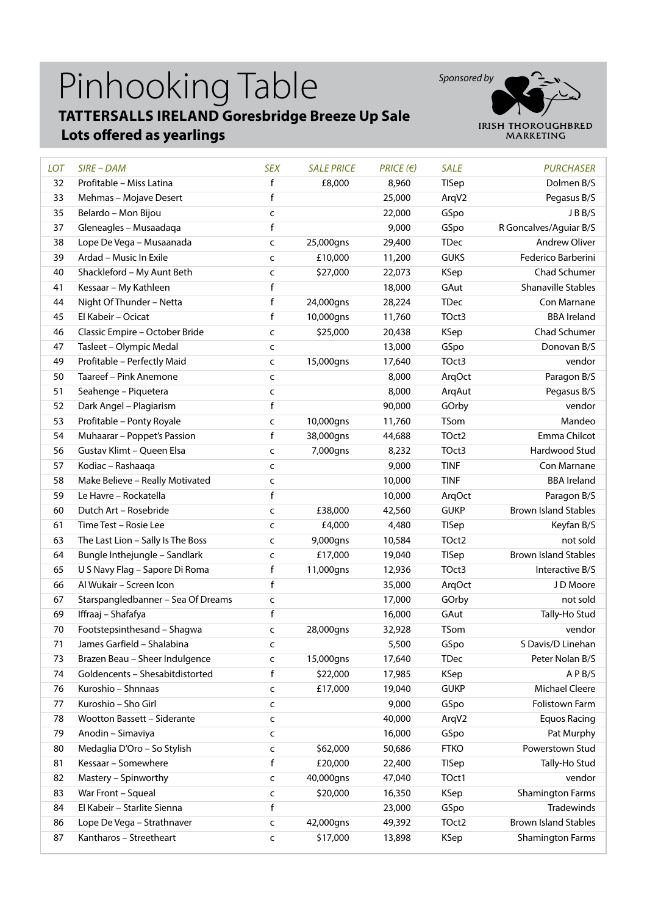# Pinhooking Table

**TATTERSALLS IRELAND Goresbridge Breeze Up Sale**

**Lots offered as yearlings**

*Sponsored by* IRISH THOROUGHBRED MARKETING

| LOT | SIRE – DAM | SEX | SALE PRICE | PRICE (€) | SALE | PURCHASER |
|---|---|---|---|---|---|---|
| 32 | Profitable – Miss Latina | f | £8,000 | 8,960 | TISep | Dolmen B/S |
| 33 | Mehmas – Mojave Desert | f | | 25,000 | ArqV2 | Pegasus B/S |
| 35 | Belardo – Mon Bijou | c | | 22,000 | GSpo | J B B/S |
| 37 | Gleneagles – Musaadaqa | f | | 9,000 | GSpo | R Goncalves/Aguiar B/S |
| 38 | Lope De Vega – Musaanada | c | 25,000gns | 29,400 | TDec | Andrew Oliver |
| 39 | Ardad – Music In Exile | c | £10,000 | 11,200 | GUKS | Federico Barberini |
| 40 | Shackleford – My Aunt Beth | c | $27,000 | 22,073 | KSep | Chad Schumer |
| 41 | Kessaar – My Kathleen | f | | 18,000 | GAut | Shanaville Stables |
| 44 | Night Of Thunder – Netta | f | 24,000gns | 28,224 | TDec | Con Marnane |
| 45 | El Kabeir – Ocicat | f | 10,000gns | 11,760 | TOct3 | BBA Ireland |
| 46 | Classic Empire – October Bride | c | $25,000 | 20,438 | KSep | Chad Schumer |
| 47 | Tasleet – Olympic Medal | c | | 13,000 | GSpo | Donovan B/S |
| 49 | Profitable – Perfectly Maid | c | 15,000gns | 17,640 | TOct3 | vendor |
| 50 | Taareef – Pink Anemone | c | | 8,000 | ArqOct | Paragon B/S |
| 51 | Seahenge – Piquetera | c | | 8,000 | ArqAut | Pegasus B/S |
| 52 | Dark Angel – Plagiarism | f | | 90,000 | GOrby | vendor |
| 53 | Profitable – Ponty Royale | c | 10,000gns | 11,760 | TSom | Mandeo |
| 54 | Muhaarar – Poppet's Passion | f | 38,000gns | 44,688 | TOct2 | Emma Chilcot |
| 56 | Gustav Klimt – Queen Elsa | c | 7,000gns | 8,232 | TOct3 | Hardwood Stud |
| 57 | Kodiac – Rashaaqa | c | | 9,000 | TINF | Con Marnane |
| 58 | Make Believe – Really Motivated | c | | 10,000 | TINF | BBA Ireland |
| 59 | Le Havre – Rockatella | f | | 10,000 | ArqOct | Paragon B/S |
| 60 | Dutch Art – Rosebride | c | £38,000 | 42,560 | GUKP | Brown Island Stables |
| 61 | Time Test – Rosie Lee | c | £4,000 | 4,480 | TISep | Keyfan B/S |
| 63 | The Last Lion – Sally Is The Boss | c | 9,000gns | 10,584 | TOct2 | not sold |
| 64 | Bungle Inthejungle – Sandlark | c | £17,000 | 19,040 | TISep | Brown Island Stables |
| 65 | U S Navy Flag – Sapore Di Roma | f | 11,000gns | 12,936 | TOct3 | Interactive B/S |
| 66 | Al Wukair – Screen Icon | f | | 35,000 | ArqOct | J D Moore |
| 67 | Starspangledbanner – Sea Of Dreams | c | | 17,000 | GOrby | not sold |
| 69 | Iffraaj – Shafafya | f | | 16,000 | GAut | Tally-Ho Stud |
| 70 | Footstepsinthesand – Shagwa | c | 28,000gns | 32,928 | TSom | vendor |
| 71 | James Garfield – Shalabina | c | | 5,500 | GSpo | S Davis/D Linehan |
| 73 | Brazen Beau – Sheer Indulgence | c | 15,000gns | 17,640 | TDec | Peter Nolan B/S |
| 74 | Goldencents – Shesabitdistorted | f | $22,000 | 17,985 | KSep | A P B/S |
| 76 | Kuroshio – Shnnaas | c | £17,000 | 19,040 | GUKP | Michael Cleere |
| 77 | Kuroshio – Sho Girl | c | | 9,000 | GSpo | Folistown Farm |
| 78 | Wootton Bassett – Siderante | c | | 40,000 | ArqV2 | Equos Racing |
| 79 | Anodin – Simaviya | c | | 16,000 | GSpo | Pat Murphy |
| 80 | Medaglia D'Oro – So Stylish | c | $62,000 | 50,686 | FTKO | Powerstown Stud |
| 81 | Kessaar – Somewhere | f | £20,000 | 22,400 | TISep | Tally-Ho Stud |
| 82 | Mastery – Spinworthy | c | 40,000gns | 47,040 | TOct1 | vendor |
| 83 | War Front – Squeal | c | $20,000 | 16,350 | KSep | Shamington Farms |
| 84 | El Kabeir – Starlite Sienna | f | | 23,000 | GSpo | Tradewinds |
| 86 | Lope De Vega – Strathnaver | c | 42,000gns | 49,392 | TOct2 | Brown Island Stables |
| 87 | Kantharos – Streetheart | c | $17,000 | 13,898 | KSep | Shamington Farms |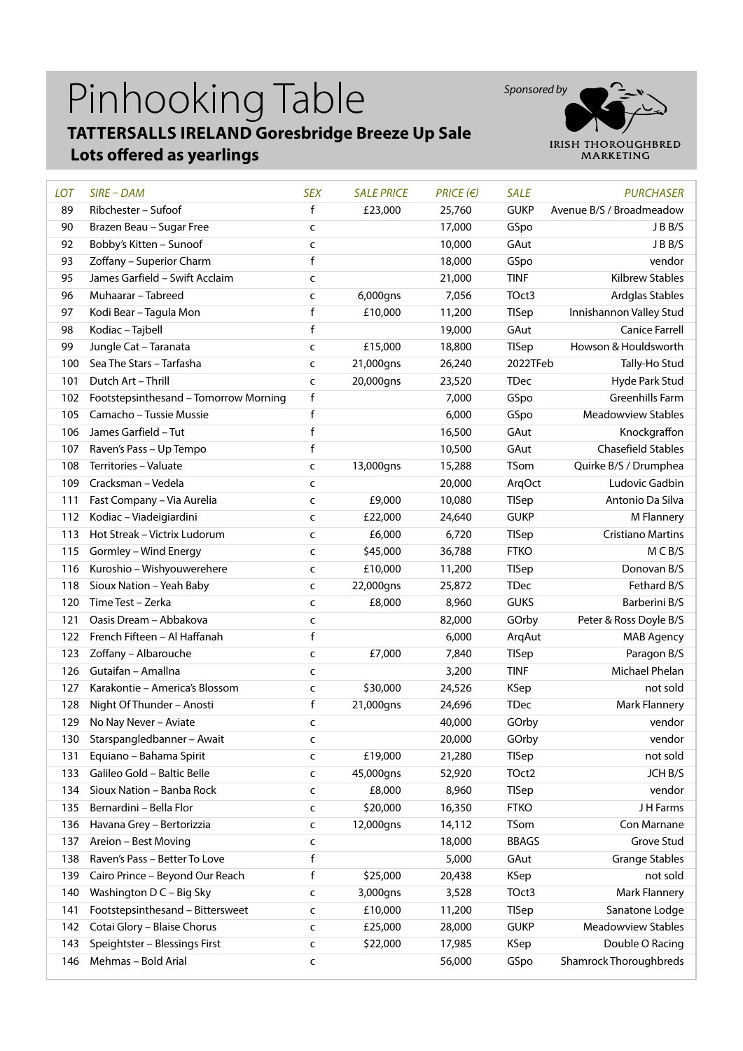# Pinhooking Table

**TATTERSALLS IRELAND Goresbridge Breeze Up Sale**

**Lots offered as yearlings**

Sponsored by IRISH THOROUGHBRED MARKETING

| LOT | SIRE – DAM | SEX | SALE PRICE | PRICE (€) | SALE | PURCHASER |
|---|---|---|---|---|---|---|
| 89 | Ribchester – Sufoof | f | £23,000 | 25,760 | GUKP | Avenue B/S / Broadmeadow |
| 90 | Brazen Beau – Sugar Free | c | | 17,000 | GSpo | J B B/S |
| 92 | Bobby's Kitten – Sunoof | c | | 10,000 | GAut | J B B/S |
| 93 | Zoffany – Superior Charm | f | | 18,000 | GSpo | vendor |
| 95 | James Garfield – Swift Acclaim | c | | 21,000 | TINF | Kilbrew Stables |
| 96 | Muhaarar – Tabreed | c | 6,000gns | 7,056 | TOct3 | Ardglas Stables |
| 97 | Kodi Bear – Tagula Mon | f | £10,000 | 11,200 | TISep | Innishannon Valley Stud |
| 98 | Kodiac – Tajbell | f | | 19,000 | GAut | Canice Farrell |
| 99 | Jungle Cat – Taranata | c | £15,000 | 18,800 | TISep | Howson & Houldsworth |
| 100 | Sea The Stars – Tarfasha | c | 21,000gns | 26,240 | 2022TFeb | Tally-Ho Stud |
| 101 | Dutch Art – Thrill | c | 20,000gns | 23,520 | TDec | Hyde Park Stud |
| 102 | Footstepsinthesand – Tomorrow Morning | f | | 7,000 | GSpo | Greenhills Farm |
| 105 | Camacho – Tussie Mussie | f | | 6,000 | GSpo | Meadowview Stables |
| 106 | James Garfield – Tut | f | | 16,500 | GAut | Knockgraffon |
| 107 | Raven's Pass – Up Tempo | f | | 10,500 | GAut | Chasefield Stables |
| 108 | Territories – Valuate | c | 13,000gns | 15,288 | TSom | Quirke B/S / Drumphea |
| 109 | Cracksman – Vedela | c | | 20,000 | ArqOct | Ludovic Gadbin |
| 111 | Fast Company – Via Aurelia | c | £9,000 | 10,080 | TISep | Antonio Da Silva |
| 112 | Kodiac – Viadeigiardini | c | £22,000 | 24,640 | GUKP | M Flannery |
| 113 | Hot Streak – Victrix Ludorum | c | £6,000 | 6,720 | TISep | Cristiano Martins |
| 115 | Gormley – Wind Energy | c | $45,000 | 36,788 | FTKO | M C B/S |
| 116 | Kuroshio – Wishyouwerehere | c | £10,000 | 11,200 | TISep | Donovan B/S |
| 118 | Sioux Nation – Yeah Baby | c | 22,000gns | 25,872 | TDec | Fethard B/S |
| 120 | Time Test – Zerka | c | £8,000 | 8,960 | GUKS | Barberini B/S |
| 121 | Oasis Dream – Abbakova | c | | 82,000 | GOrby | Peter & Ross Doyle B/S |
| 122 | French Fifteen – Al Haffanah | f | | 6,000 | ArqAut | MAB Agency |
| 123 | Zoffany – Albarouche | c | £7,000 | 7,840 | TISep | Paragon B/S |
| 126 | Gutaifan – Amallna | c | | 3,200 | TINF | Michael Phelan |
| 127 | Karakontie – America's Blossom | c | $30,000 | 24,526 | KSep | not sold |
| 128 | Night Of Thunder – Anosti | f | 21,000gns | 24,696 | TDec | Mark Flannery |
| 129 | No Nay Never – Aviate | c | | 40,000 | GOrby | vendor |
| 130 | Starspangledbanner – Await | c | | 20,000 | GOrby | vendor |
| 131 | Equiano – Bahama Spirit | c | £19,000 | 21,280 | TISep | not sold |
| 133 | Galileo Gold – Baltic Belle | c | 45,000gns | 52,920 | TOct2 | JCH B/S |
| 134 | Sioux Nation – Banba Rock | c | £8,000 | 8,960 | TISep | vendor |
| 135 | Bernardini – Bella Flor | c | $20,000 | 16,350 | FTKO | J H Farms |
| 136 | Havana Grey – Bertorizzia | c | 12,000gns | 14,112 | TSom | Con Marnane |
| 137 | Areion – Best Moving | c | | 18,000 | BBAGS | Grove Stud |
| 138 | Raven's Pass – Better To Love | f | | 5,000 | GAut | Grange Stables |
| 139 | Cairo Prince – Beyond Our Reach | f | $25,000 | 20,438 | KSep | not sold |
| 140 | Washington D C – Big Sky | c | 3,000gns | 3,528 | TOct3 | Mark Flannery |
| 141 | Footstepsinthesand – Bittersweet | c | £10,000 | 11,200 | TISep | Sanatone Lodge |
| 142 | Cotai Glory – Blaise Chorus | c | £25,000 | 28,000 | GUKP | Meadowview Stables |
| 143 | Speightster – Blessings First | c | $22,000 | 17,985 | KSep | Double O Racing |
| 146 | Mehmas – Bold Arial | c | | 56,000 | GSpo | Shamrock Thoroughbreds |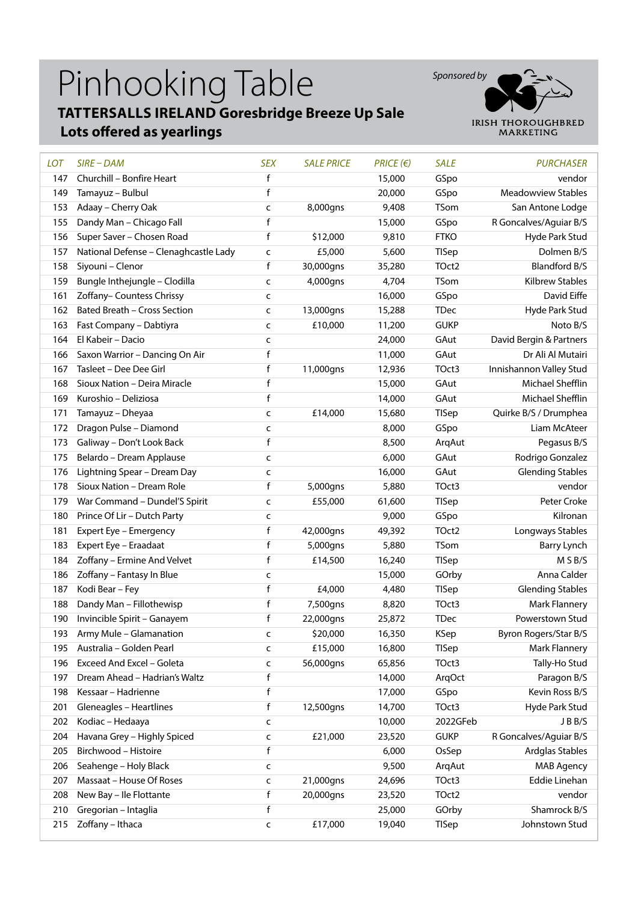# Pinhooking Table

**TATTERSALLS IRELAND Goresbridge Breeze Up Sale**

**Lots offered as yearlings**

*Sponsored by*

IRISH THOROUGHBRED MARKETING

| LOT | SIRE – DAM | SEX | SALE PRICE | PRICE (€) | SALE | PURCHASER |
|---|---|---|---|---|---|---|
| 147 | Churchill – Bonfire Heart | f | | 15,000 | GSpo | vendor |
| 149 | Tamayuz – Bulbul | f | | 20,000 | GSpo | Meadowview Stables |
| 153 | Adaay – Cherry Oak | c | 8,000gns | 9,408 | TSom | San Antone Lodge |
| 155 | Dandy Man – Chicago Fall | f | | 15,000 | GSpo | R Goncalves/Aguiar B/S |
| 156 | Super Saver – Chosen Road | f | $12,000 | 9,810 | FTKO | Hyde Park Stud |
| 157 | National Defense – Clenaghcastle Lady | c | £5,000 | 5,600 | TISep | Dolmen B/S |
| 158 | Siyouni – Clenor | f | 30,000gns | 35,280 | TOct2 | Blandford B/S |
| 159 | Bungle Inthejungle – Clodilla | c | 4,000gns | 4,704 | TSom | Kilbrew Stables |
| 161 | Zoffany– Countess Chrissy | c | | 16,000 | GSpo | David Eiffe |
| 162 | Bated Breath – Cross Section | c | 13,000gns | 15,288 | TDec | Hyde Park Stud |
| 163 | Fast Company – Dabtiyra | c | £10,000 | 11,200 | GUKP | Noto B/S |
| 164 | El Kabeir – Dacio | c | | 24,000 | GAut | David Bergin & Partners |
| 166 | Saxon Warrior – Dancing On Air | f | | 11,000 | GAut | Dr Ali Al Mutairi |
| 167 | Tasleet – Dee Dee Girl | f | 11,000gns | 12,936 | TOct3 | Innishannon Valley Stud |
| 168 | Sioux Nation – Deira Miracle | f | | 15,000 | GAut | Michael Shefflin |
| 169 | Kuroshio – Deliziosa | f | | 14,000 | GAut | Michael Shefflin |
| 171 | Tamayuz – Dheyaa | c | £14,000 | 15,680 | TISep | Quirke B/S / Drumphea |
| 172 | Dragon Pulse – Diamond | c | | 8,000 | GSpo | Liam McAteer |
| 173 | Galiway – Don't Look Back | f | | 8,500 | ArqAut | Pegasus B/S |
| 175 | Belardo – Dream Applause | c | | 6,000 | GAut | Rodrigo Gonzalez |
| 176 | Lightning Spear – Dream Day | c | | 16,000 | GAut | Glending Stables |
| 178 | Sioux Nation – Dream Role | f | 5,000gns | 5,880 | TOct3 | vendor |
| 179 | War Command – Dundel'S Spirit | c | £55,000 | 61,600 | TISep | Peter Croke |
| 180 | Prince Of Lir – Dutch Party | c | | 9,000 | GSpo | Kilronan |
| 181 | Expert Eye – Emergency | f | 42,000gns | 49,392 | TOct2 | Longways Stables |
| 183 | Expert Eye – Eraadaat | f | 5,000gns | 5,880 | TSom | Barry Lynch |
| 184 | Zoffany – Ermine And Velvet | f | £14,500 | 16,240 | TISep | M S B/S |
| 186 | Zoffany – Fantasy In Blue | c | | 15,000 | GOrby | Anna Calder |
| 187 | Kodi Bear – Fey | f | £4,000 | 4,480 | TISep | Glending Stables |
| 188 | Dandy Man – Fillothewisp | f | 7,500gns | 8,820 | TOct3 | Mark Flannery |
| 190 | Invincible Spirit – Ganayem | f | 22,000gns | 25,872 | TDec | Powerstown Stud |
| 193 | Army Mule – Glamanation | c | $20,000 | 16,350 | KSep | Byron Rogers/Star B/S |
| 195 | Australia – Golden Pearl | c | £15,000 | 16,800 | TISep | Mark Flannery |
| 196 | Exceed And Excel – Goleta | c | 56,000gns | 65,856 | TOct3 | Tally-Ho Stud |
| 197 | Dream Ahead – Hadrian's Waltz | f | | 14,000 | ArqOct | Paragon B/S |
| 198 | Kessaar – Hadrienne | f | | 17,000 | GSpo | Kevin Ross B/S |
| 201 | Gleneagles – Heartlines | f | 12,500gns | 14,700 | TOct3 | Hyde Park Stud |
| 202 | Kodiac – Hedaaya | c | | 10,000 | 2022GFeb | J B B/S |
| 204 | Havana Grey – Highly Spiced | c | £21,000 | 23,520 | GUKP | R Goncalves/Aguiar B/S |
| 205 | Birchwood – Histoire | f | | 6,000 | OsSep | Ardglas Stables |
| 206 | Seahenge – Holy Black | c | | 9,500 | ArqAut | MAB Agency |
| 207 | Massaat – House Of Roses | c | 21,000gns | 24,696 | TOct3 | Eddie Linehan |
| 208 | New Bay – Ile Flottante | f | 20,000gns | 23,520 | TOct2 | vendor |
| 210 | Gregorian – Intaglia | f | | 25,000 | GOrby | Shamrock B/S |
| 215 | Zoffany – Ithaca | c | £17,000 | 19,040 | TISep | Johnstown Stud |